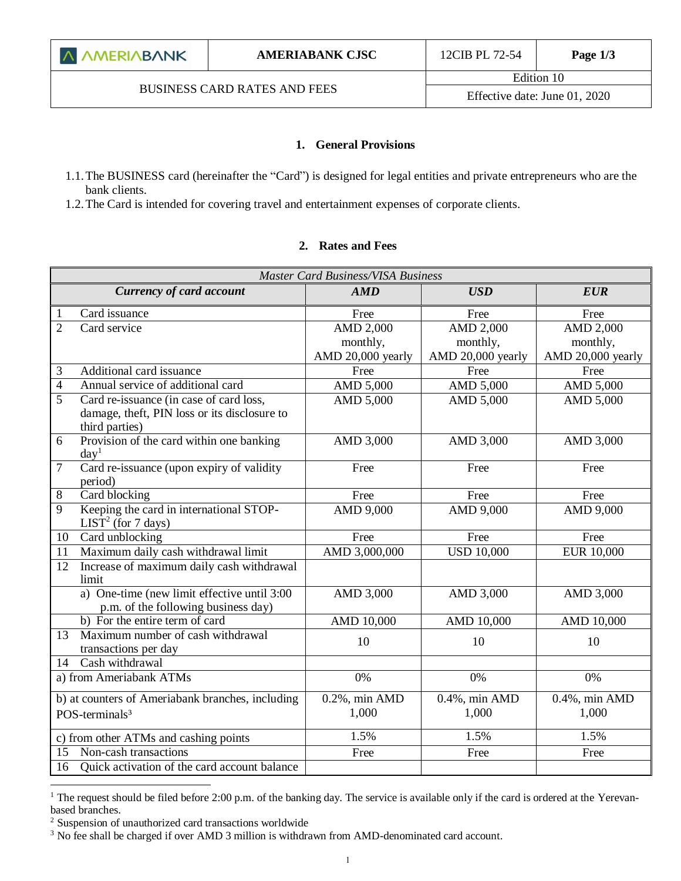| AMERIABANK | AMERIABANK CJSC | 12CIB PL 72-54 | Page 1/3 |
|---|---|---|---|
| BUSINESS CARD RATES AND FEES | | Edition 10 | |
| | | Effective date: June 01, 2020 | |

## 1. General Provisions

1.1. The BUSINESS card (hereinafter the "Card") is designed for legal entities and private entrepreneurs who are the bank clients.

1.2. The Card is intended for covering travel and entertainment expenses of corporate clients.

## 2. Rates and Fees

| *Master Card Business/VISA Business* | | | |
|---|---|---|---|
| ***Currency of card account*** | ***AMD*** | ***USD*** | ***EUR*** |
| 1 Card issuance | Free | Free | Free |
| 2 Card service | AMD 2,000 monthly, AMD 20,000 yearly | AMD 2,000 monthly, AMD 20,000 yearly | AMD 2,000 monthly, AMD 20,000 yearly |
| 3 Additional card issuance | Free | Free | Free |
| 4 Annual service of additional card | AMD 5,000 | AMD 5,000 | AMD 5,000 |
| 5 Card re-issuance (in case of card loss, damage, theft, PIN loss or its disclosure to third parties) | AMD 5,000 | AMD 5,000 | AMD 5,000 |
| 6 Provision of the card within one banking day[1] | AMD 3,000 | AMD 3,000 | AMD 3,000 |
| 7 Card re-issuance (upon expiry of validity period) | Free | Free | Free |
| 8 Card blocking | Free | Free | Free |
| 9 Keeping the card in international STOP-LIST[2] (for 7 days) | AMD 9,000 | AMD 9,000 | AMD 9,000 |
| 10 Card unblocking | Free | Free | Free |
| 11 Maximum daily cash withdrawal limit | AMD 3,000,000 | USD 10,000 | EUR 10,000 |
| 12 Increase of maximum daily cash withdrawal limit | | | |
| a) One-time (new limit effective until 3:00 p.m. of the following business day) | AMD 3,000 | AMD 3,000 | AMD 3,000 |
| b) For the entire term of card | AMD 10,000 | AMD 10,000 | AMD 10,000 |
| 13 Maximum number of cash withdrawal transactions per day | 10 | 10 | 10 |
| 14 Cash withdrawal | | | |
| a) from Ameriabank ATMs | 0% | 0% | 0% |
| b) at counters of Ameriabank branches, including POS-terminals[3] | 0.2%, min AMD 1,000 | 0.4%, min AMD 1,000 | 0.4%, min AMD 1,000 |
| c) from other ATMs and cashing points | 1.5% | 1.5% | 1.5% |
| 15 Non-cash transactions | Free | Free | Free |
| 16 Quick activation of the card account balance | | | |

[1] The request should be filed before 2:00 p.m. of the banking day. The service is available only if the card is ordered at the Yerevan-based branches.

[2] Suspension of unauthorized card transactions worldwide

[3] No fee shall be charged if over AMD 3 million is withdrawn from AMD-denominated card account.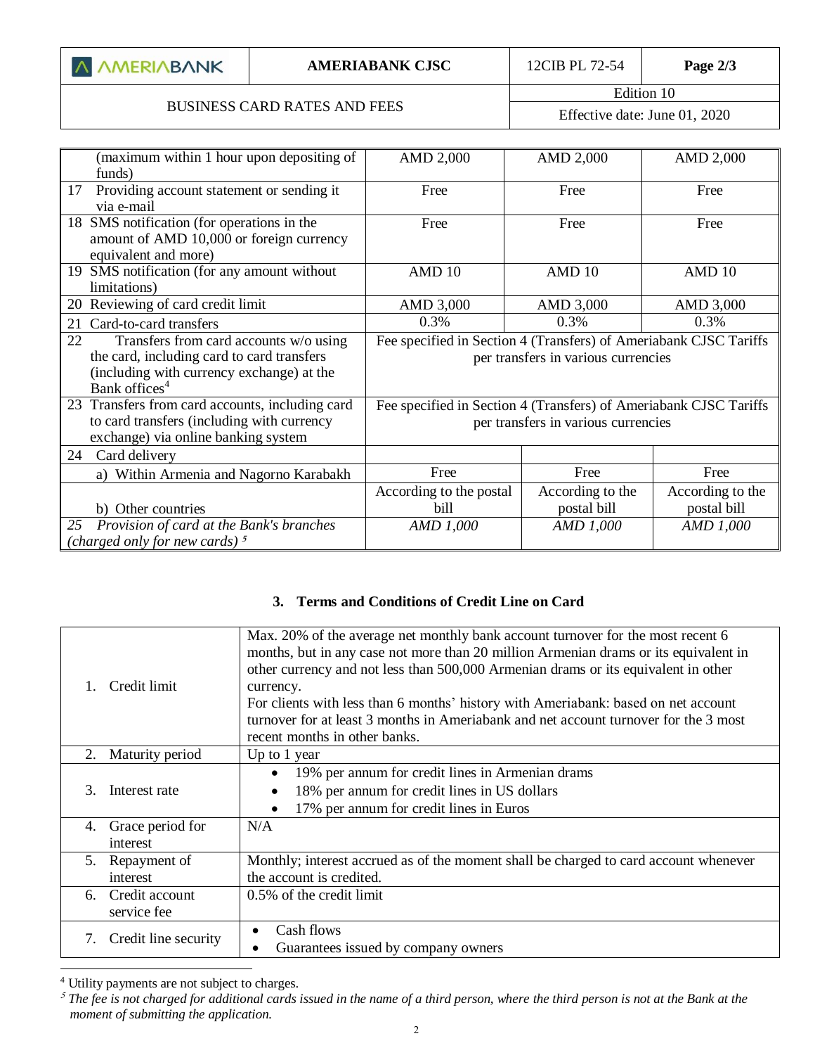| | | | |
|---|---|---|---|
| (maximum within 1 hour upon depositing of funds) | AMD 2,000 | AMD 2,000 | AMD 2,000 |
| 17 Providing account statement or sending it via e-mail | Free | Free | Free |
| 18 SMS notification (for operations in the amount of AMD 10,000 or foreign currency equivalent and more) | Free | Free | Free |
| 19 SMS notification (for any amount without limitations) | AMD 10 | AMD 10 | AMD 10 |
| 20 Reviewing of card credit limit | AMD 3,000 | AMD 3,000 | AMD 3,000 |
| 21 Card-to-card transfers | 0.3% | 0.3% | 0.3% |
| 22 Transfers from card accounts w/o using the card, including card to card transfers (including with currency exchange) at the Bank offices[4] | Fee specified in Section 4 (Transfers) of Ameriabank CJSC Tariffs per transfers in various currencies | | |
| 23 Transfers from card accounts, including card to card transfers (including with currency exchange) via online banking system | Fee specified in Section 4 (Transfers) of Ameriabank CJSC Tariffs per transfers in various currencies | | |
| 24 Card delivery | | | |
| a) Within Armenia and Nagorno Karabakh | Free | Free | Free |
| b) Other countries | According to the postal bill | According to the postal bill | According to the postal bill |
| *25 Provision of card at the Bank's branches (charged only for new cards)* [5] | *AMD 1,000* | *AMD 1,000* | *AMD 1,000* |

### 3. Terms and Conditions of Credit Line on Card

| | |
|---|---|
| 1. Credit limit | Max. 20% of the average net monthly bank account turnover for the most recent 6 months, but in any case not more than 20 million Armenian drams or its equivalent in other currency and not less than 500,000 Armenian drams or its equivalent in other currency.<br>For clients with less than 6 months' history with Ameriabank: based on net account turnover for at least 3 months in Ameriabank and net account turnover for the 3 most recent months in other banks. |
| 2. Maturity period | Up to 1 year |
| 3. Interest rate | • 19% per annum for credit lines in Armenian drams<br>• 18% per annum for credit lines in US dollars<br>• 17% per annum for credit lines in Euros |
| 4. Grace period for interest | N/A |
| 5. Repayment of interest | Monthly; interest accrued as of the moment shall be charged to card account whenever the account is credited. |
| 6. Credit account service fee | 0.5% of the credit limit |
| 7. Credit line security | • Cash flows<br>• Guarantees issued by company owners |

[4] Utility payments are not subject to charges.

*[5] The fee is not charged for additional cards issued in the name of a third person, where the third person is not at the Bank at the moment of submitting the application.*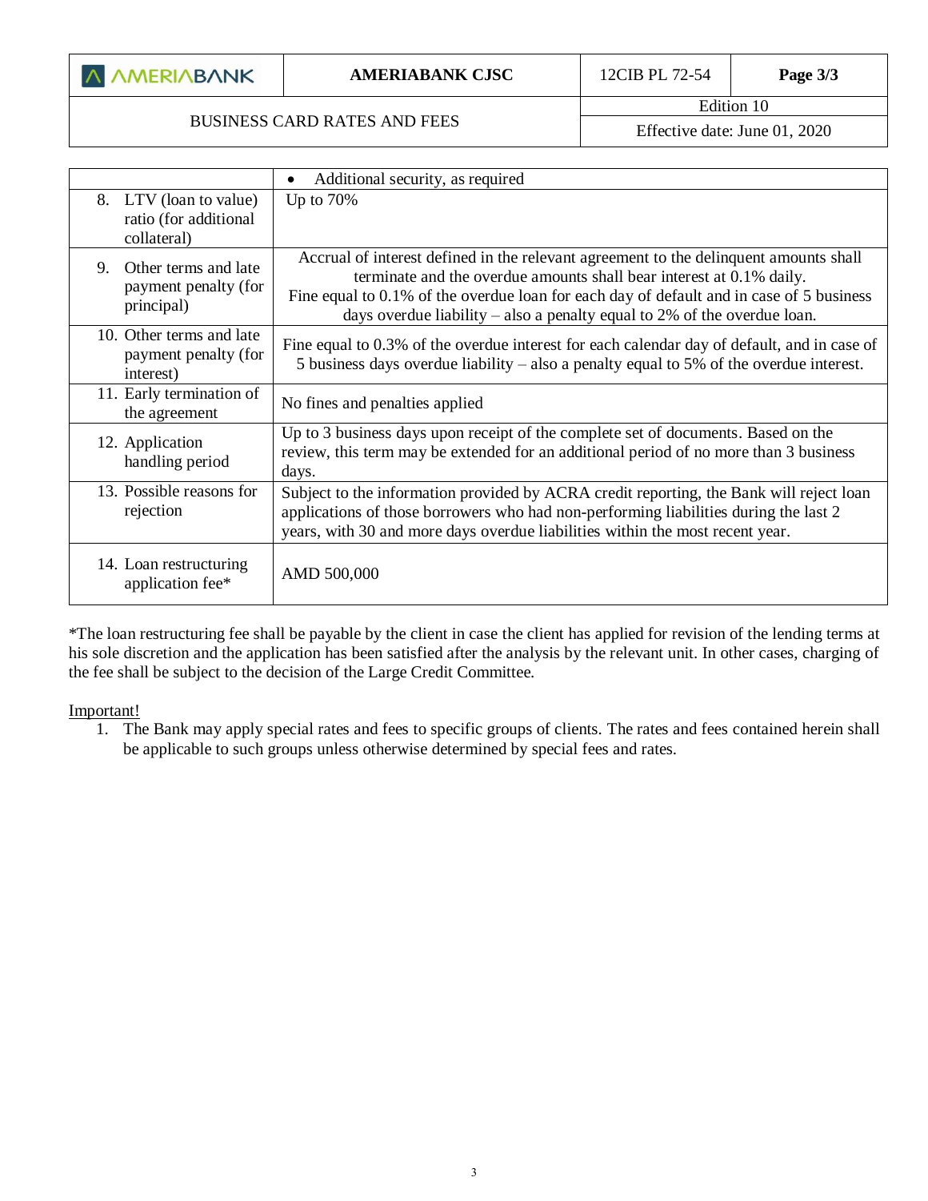| | |
|---|---|
| | • Additional security, as required |
| 8. LTV (loan to value) ratio (for additional collateral) | Up to 70% |
| 9. Other terms and late payment penalty (for principal) | Accrual of interest defined in the relevant agreement to the delinquent amounts shall terminate and the overdue amounts shall bear interest at 0.1% daily. Fine equal to 0.1% of the overdue loan for each day of default and in case of 5 business days overdue liability – also a penalty equal to 2% of the overdue loan. |
| 10. Other terms and late payment penalty (for interest) | Fine equal to 0.3% of the overdue interest for each calendar day of default, and in case of 5 business days overdue liability – also a penalty equal to 5% of the overdue interest. |
| 11. Early termination of the agreement | No fines and penalties applied |
| 12. Application handling period | Up to 3 business days upon receipt of the complete set of documents. Based on the review, this term may be extended for an additional period of no more than 3 business days. |
| 13. Possible reasons for rejection | Subject to the information provided by ACRA credit reporting, the Bank will reject loan applications of those borrowers who had non-performing liabilities during the last 2 years, with 30 and more days overdue liabilities within the most recent year. |
| 14. Loan restructuring application fee* | AMD 500,000 |

*The loan restructuring fee shall be payable by the client in case the client has applied for revision of the lending terms at his sole discretion and the application has been satisfied after the analysis by the relevant unit. In other cases, charging of the fee shall be subject to the decision of the Large Credit Committee.

Important!

1. The Bank may apply special rates and fees to specific groups of clients. The rates and fees contained herein shall be applicable to such groups unless otherwise determined by special fees and rates.